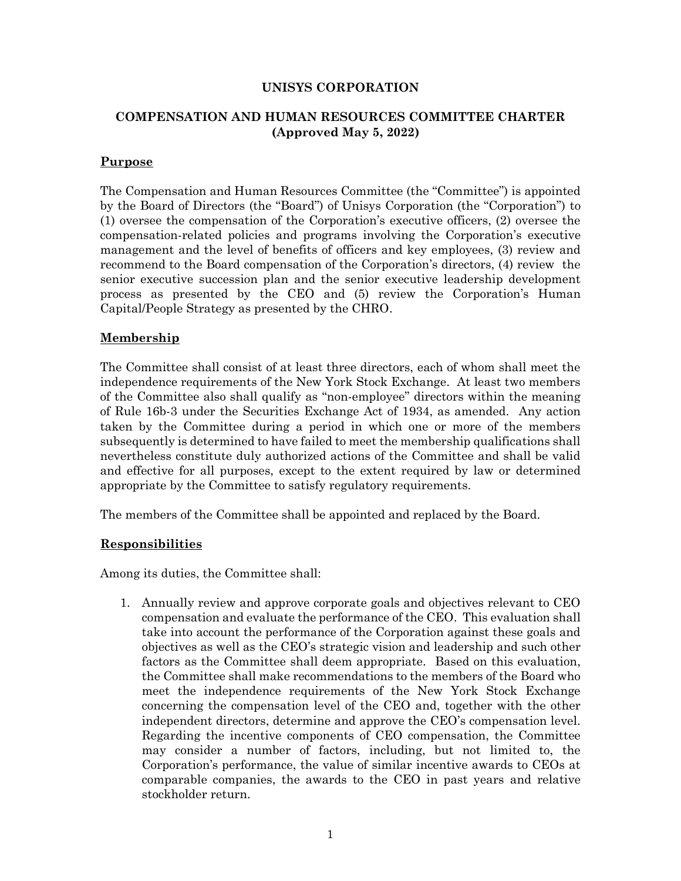# UNISYS CORPORATION

## COMPENSATION AND HUMAN RESOURCES COMMITTEE CHARTER (Approved May 5, 2022)

### Purpose

The Compensation and Human Resources Committee (the "Committee") is appointed by the Board of Directors (the "Board") of Unisys Corporation (the "Corporation") to (1) oversee the compensation of the Corporation's executive officers, (2) oversee the compensation-related policies and programs involving the Corporation's executive management and the level of benefits of officers and key employees, (3) review and recommend to the Board compensation of the Corporation's directors, (4) review the senior executive succession plan and the senior executive leadership development process as presented by the CEO and (5) review the Corporation's Human Capital/People Strategy as presented by the CHRO.

### Membership

The Committee shall consist of at least three directors, each of whom shall meet the independence requirements of the New York Stock Exchange. At least two members of the Committee also shall qualify as "non-employee" directors within the meaning of Rule 16b-3 under the Securities Exchange Act of 1934, as amended. Any action taken by the Committee during a period in which one or more of the members subsequently is determined to have failed to meet the membership qualifications shall nevertheless constitute duly authorized actions of the Committee and shall be valid and effective for all purposes, except to the extent required by law or determined appropriate by the Committee to satisfy regulatory requirements.

The members of the Committee shall be appointed and replaced by the Board.

### Responsibilities

Among its duties, the Committee shall:

1. Annually review and approve corporate goals and objectives relevant to CEO compensation and evaluate the performance of the CEO. This evaluation shall take into account the performance of the Corporation against these goals and objectives as well as the CEO's strategic vision and leadership and such other factors as the Committee shall deem appropriate. Based on this evaluation, the Committee shall make recommendations to the members of the Board who meet the independence requirements of the New York Stock Exchange concerning the compensation level of the CEO and, together with the other independent directors, determine and approve the CEO's compensation level. Regarding the incentive components of CEO compensation, the Committee may consider a number of factors, including, but not limited to, the Corporation's performance, the value of similar incentive awards to CEOs at comparable companies, the awards to the CEO in past years and relative stockholder return.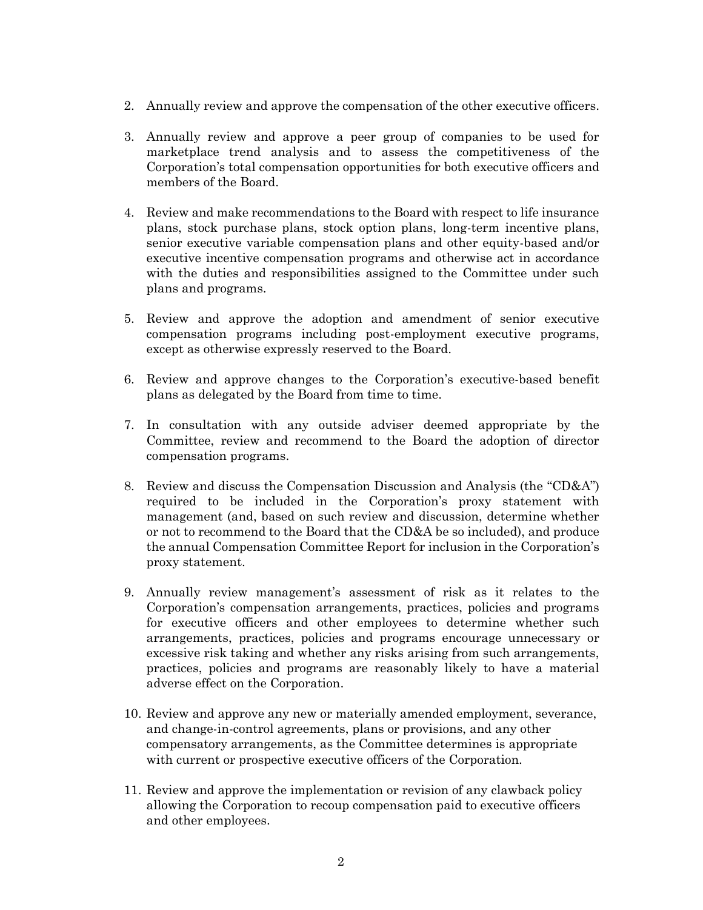2. Annually review and approve the compensation of the other executive officers.

3. Annually review and approve a peer group of companies to be used for marketplace trend analysis and to assess the competitiveness of the Corporation's total compensation opportunities for both executive officers and members of the Board.

4. Review and make recommendations to the Board with respect to life insurance plans, stock purchase plans, stock option plans, long-term incentive plans, senior executive variable compensation plans and other equity-based and/or executive incentive compensation programs and otherwise act in accordance with the duties and responsibilities assigned to the Committee under such plans and programs.

5. Review and approve the adoption and amendment of senior executive compensation programs including post-employment executive programs, except as otherwise expressly reserved to the Board.

6. Review and approve changes to the Corporation's executive-based benefit plans as delegated by the Board from time to time.

7. In consultation with any outside adviser deemed appropriate by the Committee, review and recommend to the Board the adoption of director compensation programs.

8. Review and discuss the Compensation Discussion and Analysis (the "CD&A") required to be included in the Corporation's proxy statement with management (and, based on such review and discussion, determine whether or not to recommend to the Board that the CD&A be so included), and produce the annual Compensation Committee Report for inclusion in the Corporation's proxy statement.

9. Annually review management's assessment of risk as it relates to the Corporation's compensation arrangements, practices, policies and programs for executive officers and other employees to determine whether such arrangements, practices, policies and programs encourage unnecessary or excessive risk taking and whether any risks arising from such arrangements, practices, policies and programs are reasonably likely to have a material adverse effect on the Corporation.

10. Review and approve any new or materially amended employment, severance, and change-in-control agreements, plans or provisions, and any other compensatory arrangements, as the Committee determines is appropriate with current or prospective executive officers of the Corporation.

11. Review and approve the implementation or revision of any clawback policy allowing the Corporation to recoup compensation paid to executive officers and other employees.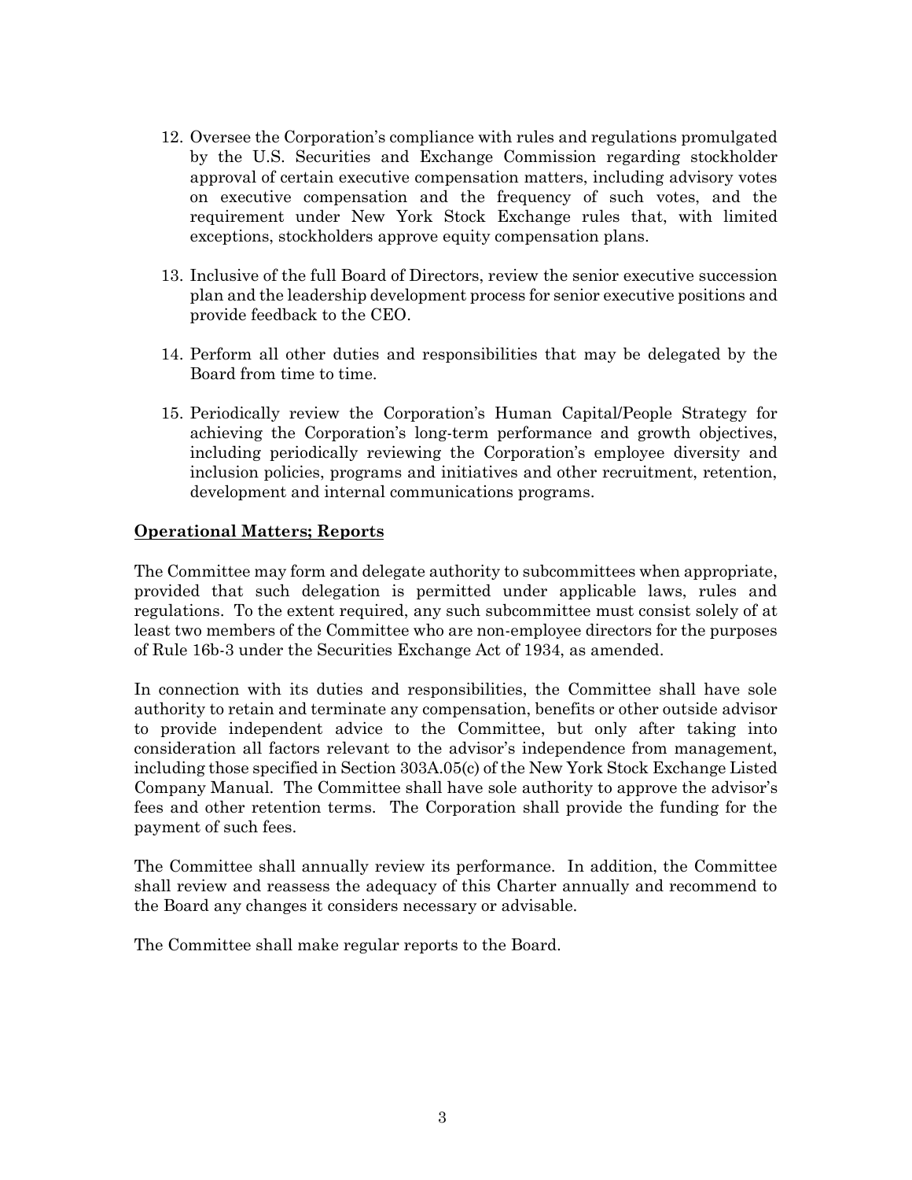12. Oversee the Corporation's compliance with rules and regulations promulgated by the U.S. Securities and Exchange Commission regarding stockholder approval of certain executive compensation matters, including advisory votes on executive compensation and the frequency of such votes, and the requirement under New York Stock Exchange rules that, with limited exceptions, stockholders approve equity compensation plans.

13. Inclusive of the full Board of Directors, review the senior executive succession plan and the leadership development process for senior executive positions and provide feedback to the CEO.

14. Perform all other duties and responsibilities that may be delegated by the Board from time to time.

15. Periodically review the Corporation's Human Capital/People Strategy for achieving the Corporation's long-term performance and growth objectives, including periodically reviewing the Corporation's employee diversity and inclusion policies, programs and initiatives and other recruitment, retention, development and internal communications programs.

## Operational Matters; Reports

The Committee may form and delegate authority to subcommittees when appropriate, provided that such delegation is permitted under applicable laws, rules and regulations. To the extent required, any such subcommittee must consist solely of at least two members of the Committee who are non-employee directors for the purposes of Rule 16b-3 under the Securities Exchange Act of 1934, as amended.

In connection with its duties and responsibilities, the Committee shall have sole authority to retain and terminate any compensation, benefits or other outside advisor to provide independent advice to the Committee, but only after taking into consideration all factors relevant to the advisor's independence from management, including those specified in Section 303A.05(c) of the New York Stock Exchange Listed Company Manual. The Committee shall have sole authority to approve the advisor's fees and other retention terms. The Corporation shall provide the funding for the payment of such fees.

The Committee shall annually review its performance. In addition, the Committee shall review and reassess the adequacy of this Charter annually and recommend to the Board any changes it considers necessary or advisable.

The Committee shall make regular reports to the Board.